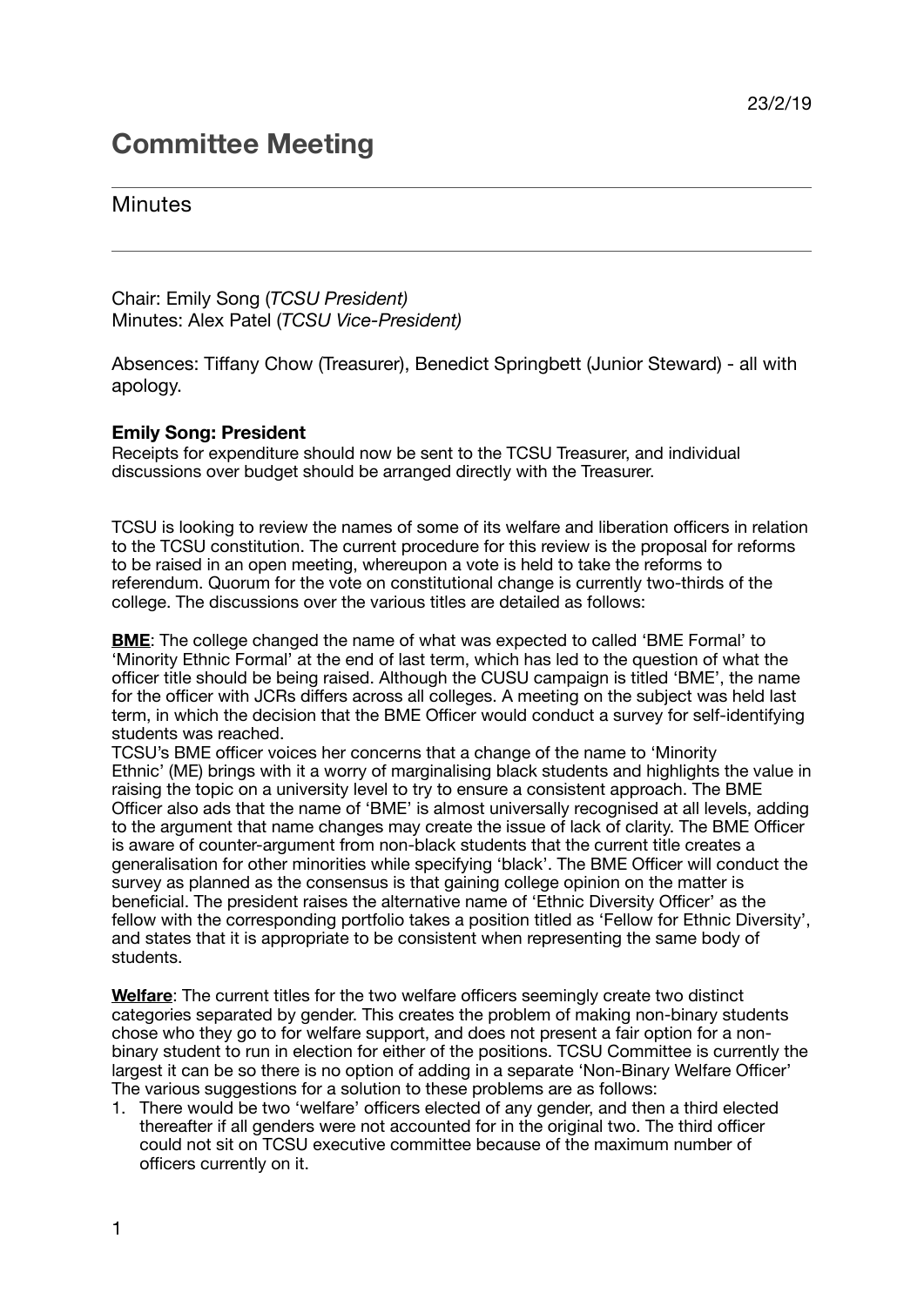23/2/19

# Committee Meeting

## Minutes

---

Chair: Emily Song (*TCSU President)*
Minutes: Alex Patel (*TCSU Vice-President)*

Absences: Tiffany Chow (Treasurer), Benedict Springbett (Junior Steward) - all with apology.

**Emily Song: President**
Receipts for expenditure should now be sent to the TCSU Treasurer, and individual discussions over budget should be arranged directly with the Treasurer.

TCSU is looking to review the names of some of its welfare and liberation officers in relation to the TCSU constitution. The current procedure for this review is the proposal for reforms to be raised in an open meeting, whereupon a vote is held to take the reforms to referendum. Quorum for the vote on constitutional change is currently two-thirds of the college. The discussions over the various titles are detailed as follows:

**<u>BME</u>**: The college changed the name of what was expected to called 'BME Formal' to 'Minority Ethnic Formal' at the end of last term, which has led to the question of what the officer title should be being raised. Although the CUSU campaign is titled 'BME', the name for the officer with JCRs differs across all colleges. A meeting on the subject was held last term, in which the decision that the BME Officer would conduct a survey for self-identifying students was reached.
TCSU's BME officer voices her concerns that a change of the name to 'Minority Ethnic' (ME) brings with it a worry of marginalising black students and highlights the value in raising the topic on a university level to try to ensure a consistent approach. The BME Officer also ads that the name of 'BME' is almost universally recognised at all levels, adding to the argument that name changes may create the issue of lack of clarity. The BME Officer is aware of counter-argument from non-black students that the current title creates a generalisation for other minorities while specifying 'black'. The BME Officer will conduct the survey as planned as the consensus is that gaining college opinion on the matter is beneficial. The president raises the alternative name of 'Ethnic Diversity Officer' as the fellow with the corresponding portfolio takes a position titled as 'Fellow for Ethnic Diversity', and states that it is appropriate to be consistent when representing the same body of students.

**<u>Welfare</u>**: The current titles for the two welfare officers seemingly create two distinct categories separated by gender. This creates the problem of making non-binary students chose who they go to for welfare support, and does not present a fair option for a non-binary student to run in election for either of the positions. TCSU Committee is currently the largest it can be so there is no option of adding in a separate 'Non-Binary Welfare Officer' The various suggestions for a solution to these problems are as follows:

1. There would be two 'welfare' officers elected of any gender, and then a third elected thereafter if all genders were not accounted for in the original two. The third officer could not sit on TCSU executive committee because of the maximum number of officers currently on it.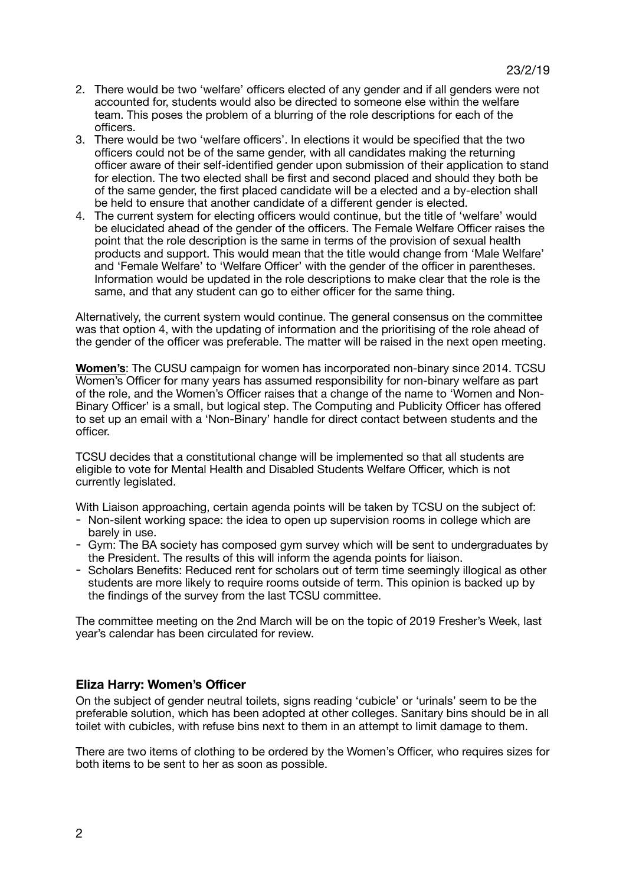23/2/19

2. There would be two 'welfare' officers elected of any gender and if all genders were not accounted for, students would also be directed to someone else within the welfare team. This poses the problem of a blurring of the role descriptions for each of the officers.
3. There would be two 'welfare officers'. In elections it would be specified that the two officers could not be of the same gender, with all candidates making the returning officer aware of their self-identified gender upon submission of their application to stand for election. The two elected shall be first and second placed and should they both be of the same gender, the first placed candidate will be a elected and a by-election shall be held to ensure that another candidate of a different gender is elected.
4. The current system for electing officers would continue, but the title of 'welfare' would be elucidated ahead of the gender of the officers. The Female Welfare Officer raises the point that the role description is the same in terms of the provision of sexual health products and support. This would mean that the title would change from 'Male Welfare' and 'Female Welfare' to 'Welfare Officer' with the gender of the officer in parentheses. Information would be updated in the role descriptions to make clear that the role is the same, and that any student can go to either officer for the same thing.

Alternatively, the current system would continue. The general consensus on the committee was that option 4, with the updating of information and the prioritising of the role ahead of the gender of the officer was preferable. The matter will be raised in the next open meeting.

**Women's**: The CUSU campaign for women has incorporated non-binary since 2014. TCSU Women's Officer for many years has assumed responsibility for non-binary welfare as part of the role, and the Women's Officer raises that a change of the name to 'Women and Non-Binary Officer' is a small, but logical step. The Computing and Publicity Officer has offered to set up an email with a 'Non-Binary' handle for direct contact between students and the officer.

TCSU decides that a constitutional change will be implemented so that all students are eligible to vote for Mental Health and Disabled Students Welfare Officer, which is not currently legislated.

With Liaison approaching, certain agenda points will be taken by TCSU on the subject of:

- Non-silent working space: the idea to open up supervision rooms in college which are barely in use.
- Gym: The BA society has composed gym survey which will be sent to undergraduates by the President. The results of this will inform the agenda points for liaison.
- Scholars Benefits: Reduced rent for scholars out of term time seemingly illogical as other students are more likely to require rooms outside of term. This opinion is backed up by the findings of the survey from the last TCSU committee.

The committee meeting on the 2nd March will be on the topic of 2019 Fresher's Week, last year's calendar has been circulated for review.

### Eliza Harry: Women's Officer

On the subject of gender neutral toilets, signs reading 'cubicle' or 'urinals' seem to be the preferable solution, which has been adopted at other colleges. Sanitary bins should be in all toilet with cubicles, with refuse bins next to them in an attempt to limit damage to them.

There are two items of clothing to be ordered by the Women's Officer, who requires sizes for both items to be sent to her as soon as possible.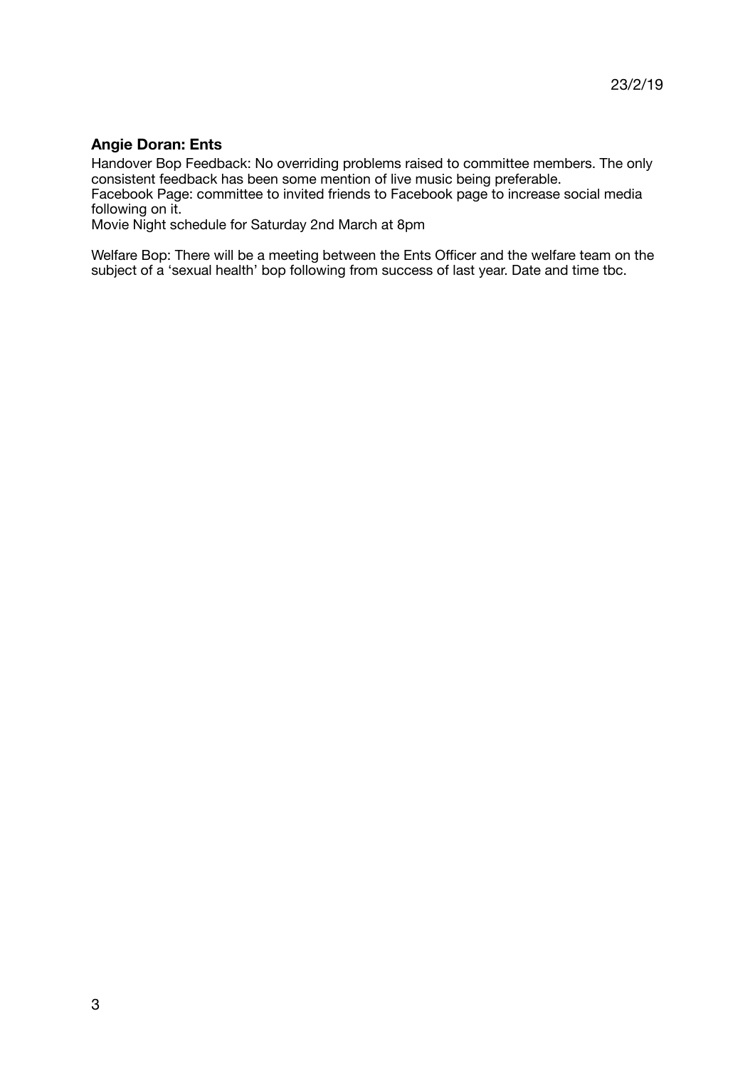23/2/19

**Angie Doran: Ents**

Handover Bop Feedback: No overriding problems raised to committee members. The only consistent feedback has been some mention of live music being preferable.
Facebook Page: committee to invited friends to Facebook page to increase social media following on it.
Movie Night schedule for Saturday 2nd March at 8pm

Welfare Bop: There will be a meeting between the Ents Officer and the welfare team on the subject of a 'sexual health' bop following from success of last year. Date and time tbc.